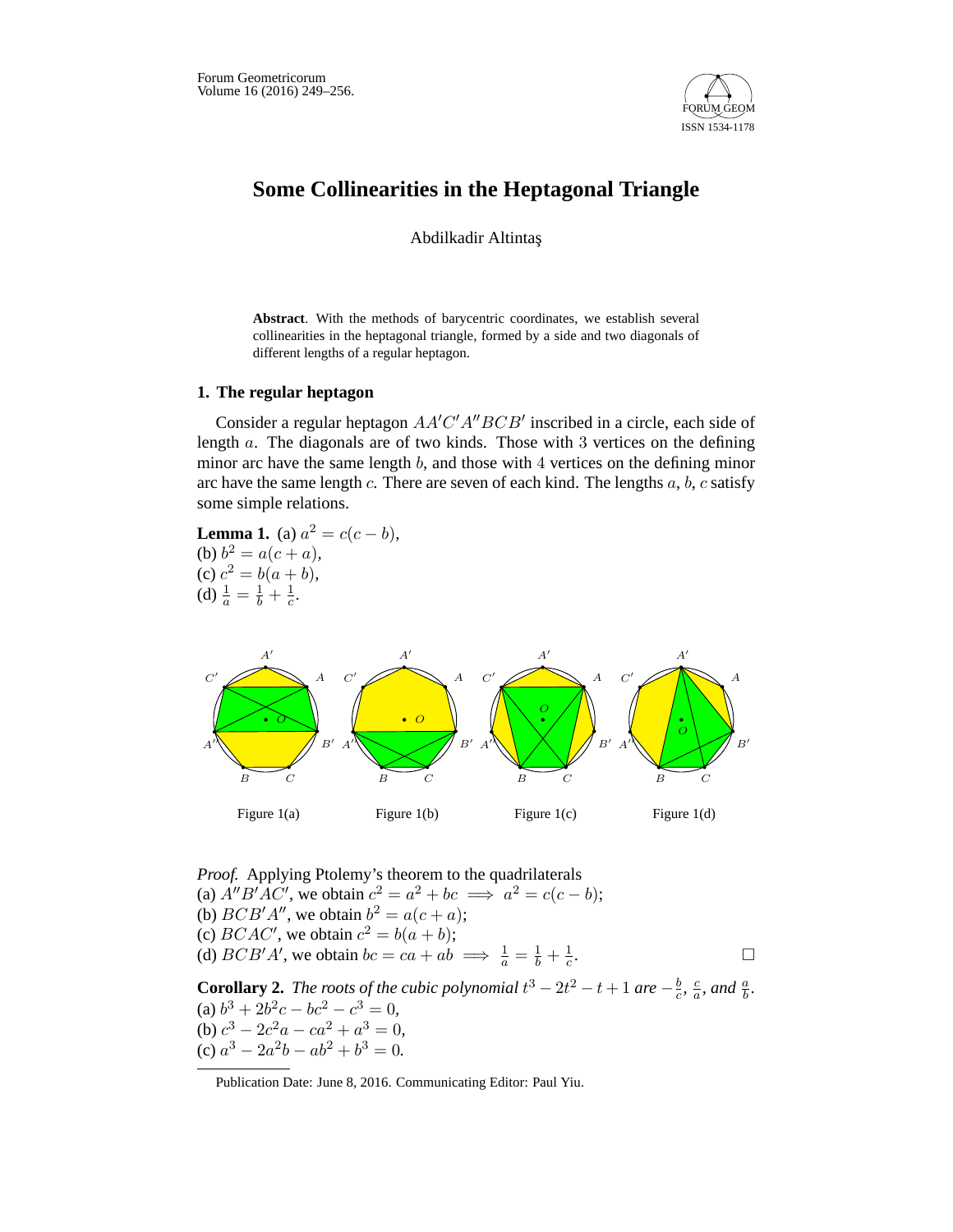# Some Collinearities in the Heptagonal Triangle

Abdilkadir Altintaş

**Abstract**. With the methods of barycentric coordinates, we establish several collinearities in the heptagonal triangle, formed by a side and two diagonals of different lengths of a regular heptagon.

## 1. The regular heptagon

Consider a regular heptagon $AA'C'A''BCB'$ inscribed in a circle, each side of length $a$. The diagonals are of two kinds. Those with 3 vertices on the defining minor arc have the same length $b$, and those with 4 vertices on the defining minor arc have the same length $c$. There are seven of each kind. The lengths $a$, $b$, $c$ satisfy some simple relations.

**Lemma 1.** (a) $a^2 = c(c-b)$,
(b) $b^2 = a(c+a)$,
(c) $c^2 = b(a+b)$,
(d) $\frac{1}{a} = \frac{1}{b} + \frac{1}{c}$.

Figure 1(a) Figure 1(b) Figure 1(c) Figure 1(d)

*Proof.* Applying Ptolemy's theorem to the quadrilaterals
(a) $A''B'AC'$, we obtain $c^2 = a^2 + bc \implies a^2 = c(c-b)$;
(b) $BCB'A''$, we obtain $b^2 = a(c+a)$;
(c) $BCAC'$, we obtain $c^2 = b(a+b)$;
(d) $BCB'A'$, we obtain $bc = ca + ab \implies \frac{1}{a} = \frac{1}{b} + \frac{1}{c}$. □

**Corollary 2.** *The roots of the cubic polynomial $t^3 - 2t^2 - t + 1$ are $-\frac{b}{c}$, $\frac{c}{a}$, and $\frac{a}{b}$.*
(a) $b^3 + 2b^2c - bc^2 - c^3 = 0$,
(b) $c^3 - 2c^2a - ca^2 + a^3 = 0$,
(c) $a^3 - 2a^2b - ab^2 + b^3 = 0$.

Publication Date: June 8, 2016. Communicating Editor: Paul Yiu.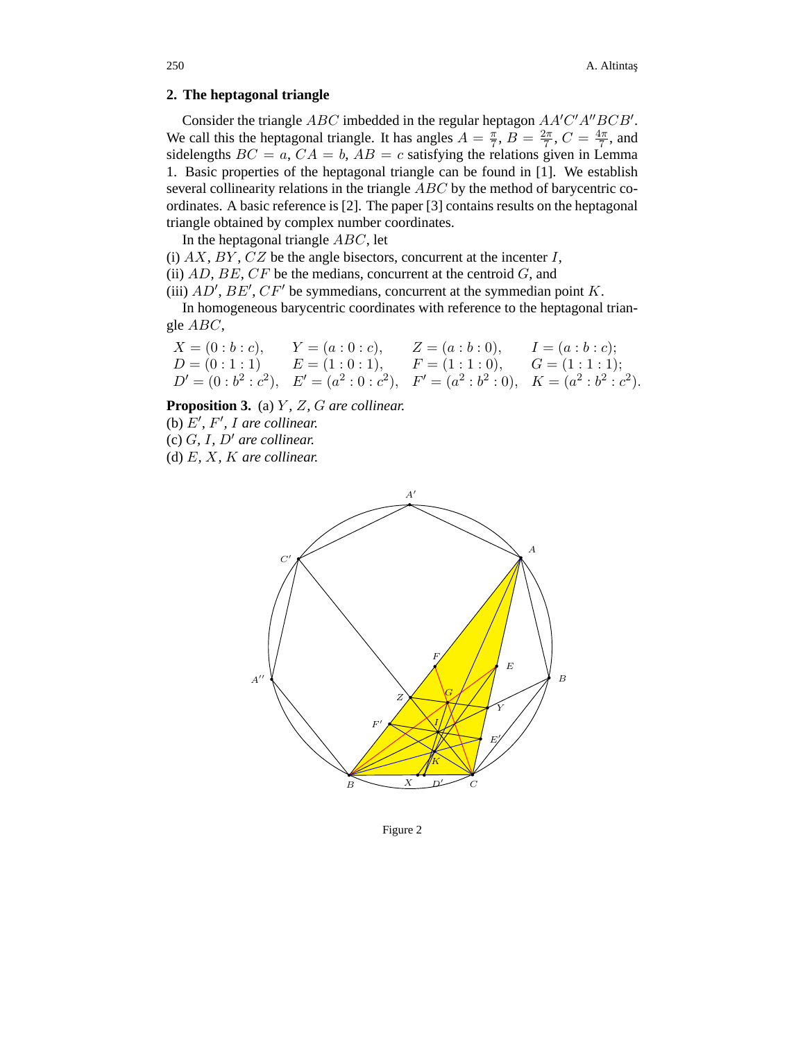## 2. The heptagonal triangle

Consider the triangle $ABC$ imbedded in the regular heptagon $AA'C'A''BCB'$. We call this the heptagonal triangle. It has angles $A = \frac{\pi}{7}$, $B = \frac{2\pi}{7}$, $C = \frac{4\pi}{7}$, and sidelengths $BC = a$, $CA = b$, $AB = c$ satisfying the relations given in Lemma 1. Basic properties of the heptagonal triangle can be found in [1]. We establish several collinearity relations in the triangle $ABC$ by the method of barycentric coordinates. A basic reference is [2]. The paper [3] contains results on the heptagonal triangle obtained by complex number coordinates.

In the heptagonal triangle $ABC$, let

(i) $AX$, $BY$, $CZ$ be the angle bisectors, concurrent at the incenter $I$,
(ii) $AD$, $BE$, $CF$ be the medians, concurrent at the centroid $G$, and
(iii) $AD'$, $BE'$, $CF'$ be symmedians, concurrent at the symmedian point $K$.

In homogeneous barycentric coordinates with reference to the heptagonal triangle $ABC$,

$$\begin{array}{llll} X = (0 : b : c), & Y = (a : 0 : c), & Z = (a : b : 0), & I = (a : b : c); \\ D = (0 : 1 : 1) & E = (1 : 0 : 1), & F = (1 : 1 : 0), & G = (1 : 1 : 1); \\ D' = (0 : b^2 : c^2), & E' = (a^2 : 0 : c^2), & F' = (a^2 : b^2 : 0), & K = (a^2 : b^2 : c^2). \end{array}$$

**Proposition 3.** (a) *$Y$, $Z$, $G$ are collinear.*
(b) *$E'$, $F'$, $I$ are collinear.*
(c) *$G$, $I$, $D'$ are collinear.*
(d) *$E$, $X$, $K$ are collinear.*

Figure 2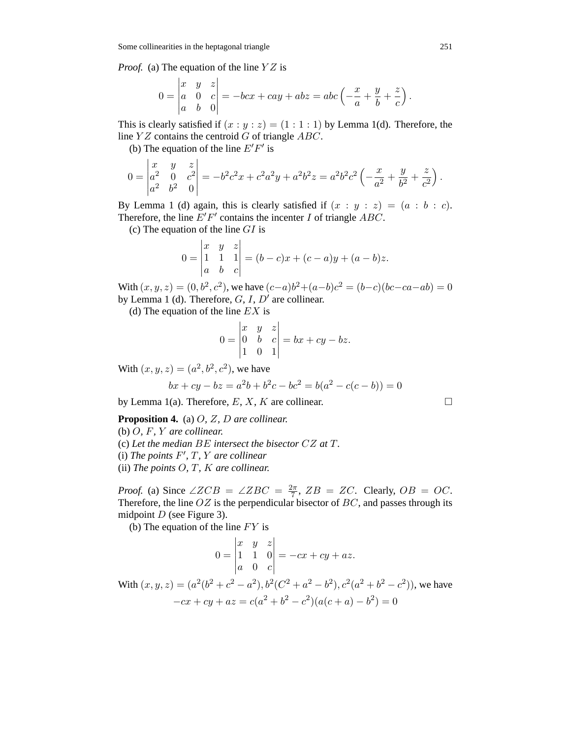*Proof.* (a) The equation of the line $YZ$ is

$$0 = \begin{vmatrix} x & y & z \\ a & 0 & c \\ a & b & 0 \end{vmatrix} = -bcx + cay + abz = abc\left(-\frac{x}{a} + \frac{y}{b} + \frac{z}{c}\right).$$

This is clearly satisfied if $(x : y : z) = (1 : 1 : 1)$ by Lemma 1(d). Therefore, the line $YZ$ contains the centroid $G$ of triangle $ABC$.

(b) The equation of the line $E'F'$ is

$$0 = \begin{vmatrix} x & y & z \\ a^2 & 0 & c^2 \\ a^2 & b^2 & 0 \end{vmatrix} = -b^2c^2x + c^2a^2y + a^2b^2z = a^2b^2c^2\left(-\frac{x}{a^2} + \frac{y}{b^2} + \frac{z}{c^2}\right).$$

By Lemma 1 (d) again, this is clearly satisfied if $(x : y : z) = (a : b : c)$. Therefore, the line $E'F'$ contains the incenter $I$ of triangle $ABC$.

(c) The equation of the line $GI$ is

$$0 = \begin{vmatrix} x & y & z \\ 1 & 1 & 1 \\ a & b & c \end{vmatrix} = (b-c)x + (c-a)y + (a-b)z.$$

With $(x, y, z) = (0, b^2, c^2)$, we have $(c-a)b^2 + (a-b)c^2 = (b-c)(bc-ca-ab) = 0$ by Lemma 1 (d). Therefore, $G$, $I$, $D'$ are collinear.

(d) The equation of the line $EX$ is

$$0 = \begin{vmatrix} x & y & z \\ 0 & b & c \\ 1 & 0 & 1 \end{vmatrix} = bx + cy - bz.$$

With $(x, y, z) = (a^2, b^2, c^2)$, we have

$$bx + cy - bz = a^2b + b^2c - bc^2 = b(a^2 - c(c-b)) = 0$$

by Lemma 1(a). Therefore, $E$, $X$, $K$ are collinear. □

**Proposition 4.** (a) *$O$, $Z$, $D$ are collinear.*
(b) *$O$, $F$, $Y$ are collinear.*
(c) *Let the median $BE$ intersect the bisector $CZ$ at $T$.*
(i) *The points $F'$, $T$, $Y$ are collinear*
(ii) *The points $O$, $T$, $K$ are collinear.*

*Proof.* (a) Since $\angle ZCB = \angle ZBC = \frac{2\pi}{7}$, $ZB = ZC$. Clearly, $OB = OC$. Therefore, the line $OZ$ is the perpendicular bisector of $BC$, and passes through its midpoint $D$ (see Figure 3).

(b) The equation of the line $FY$ is

$$0 = \begin{vmatrix} x & y & z \\ 1 & 1 & 0 \\ a & 0 & c \end{vmatrix} = -cx + cy + az.$$

With $(x, y, z) = (a^2(b^2 + c^2 - a^2), b^2(C^2 + a^2 - b^2), c^2(a^2 + b^2 - c^2))$, we have

$$-cx + cy + az = c(a^2 + b^2 - c^2)(a(c+a) - b^2) = 0$$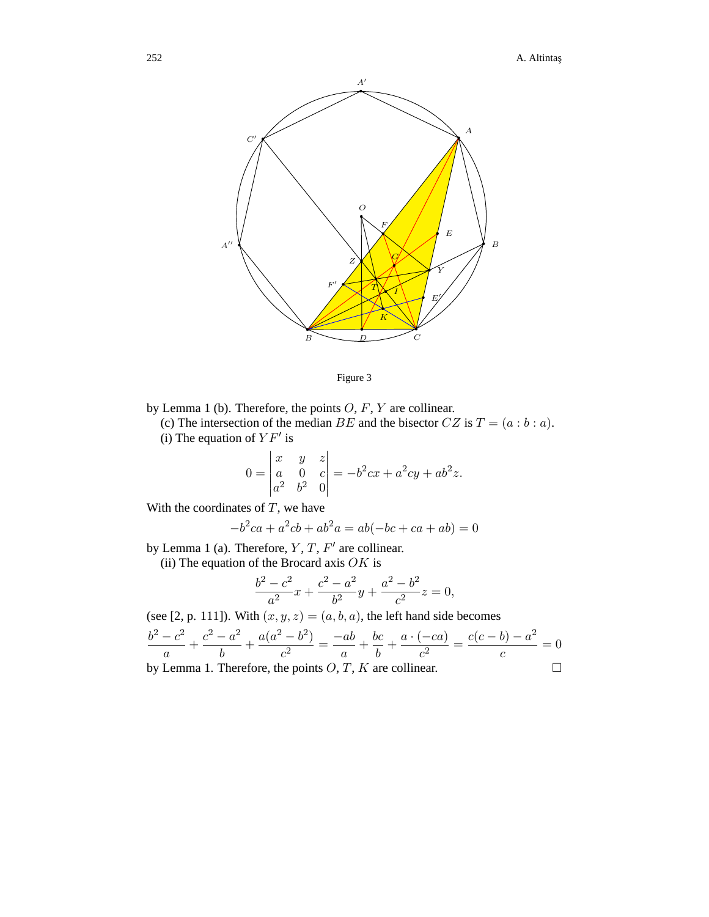Figure 3

by Lemma 1 (b). Therefore, the points $O$, $F$, $Y$ are collinear.

(c) The intersection of the median $BE$ and the bisector $CZ$ is $T = (a : b : a)$.

(i) The equation of $YF'$ is

$$0 = \begin{vmatrix} x & y & z \\ a & 0 & c \\ a^2 & b^2 & 0 \end{vmatrix} = -b^2cx + a^2cy + ab^2z.$$

With the coordinates of $T$, we have

$$-b^2ca + a^2cb + ab^2a = ab(-bc + ca + ab) = 0$$

by Lemma 1 (a). Therefore, $Y$, $T$, $F'$ are collinear.

(ii) The equation of the Brocard axis $OK$ is

$$\frac{b^2 - c^2}{a^2}x + \frac{c^2 - a^2}{b^2}y + \frac{a^2 - b^2}{c^2}z = 0,$$

(see [2, p. 111]). With $(x, y, z) = (a, b, a)$, the left hand side becomes

$$\frac{b^2 - c^2}{a} + \frac{c^2 - a^2}{b} + \frac{a(a^2 - b^2)}{c^2} = \frac{-ab}{a} + \frac{bc}{b} + \frac{a \cdot (-ca)}{c^2} = \frac{c(c - b) - a^2}{c} = 0$$

by Lemma 1. Therefore, the points $O$, $T$, $K$ are collinear. □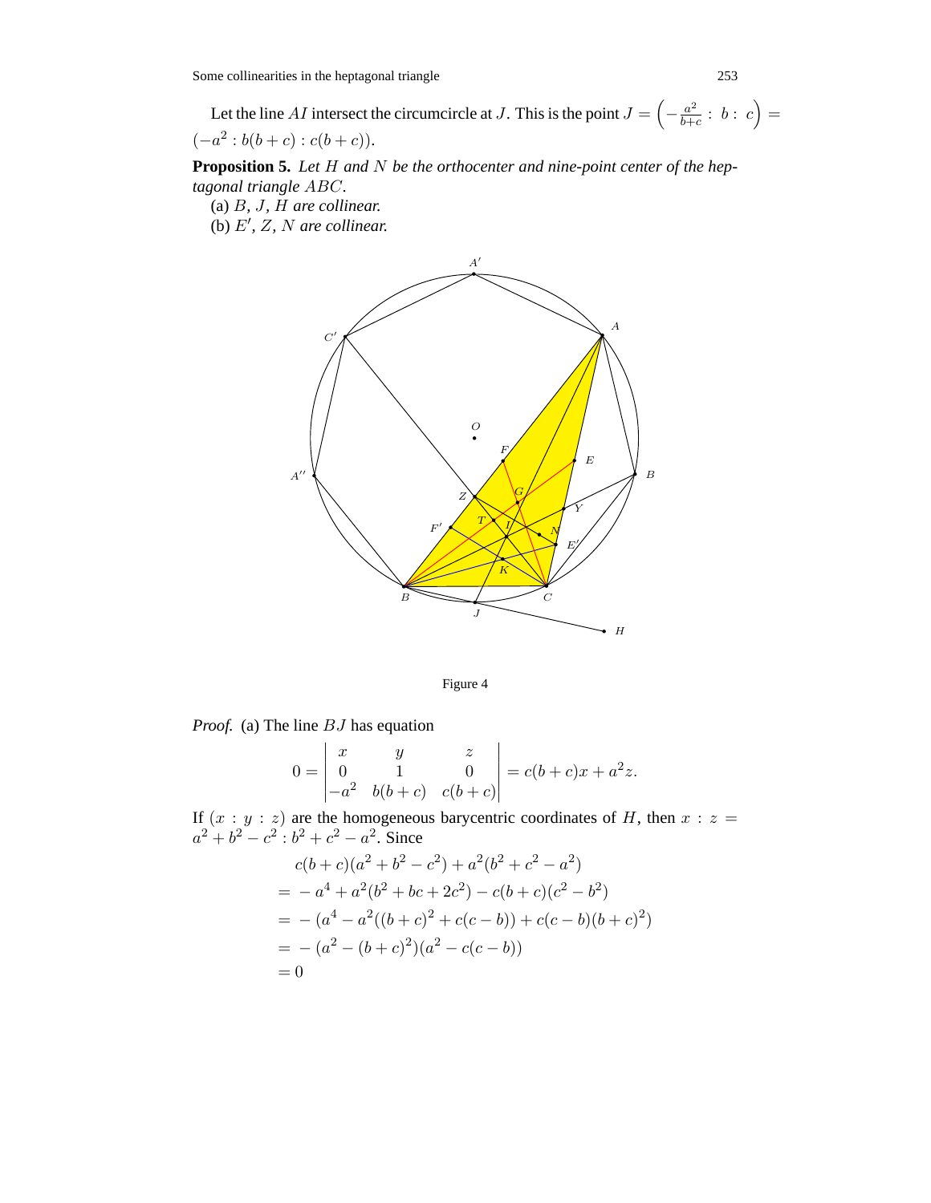Let the line $AI$ intersect the circumcircle at $J$. This is the point $J = \left(-\frac{a^2}{b+c} : b : c\right) = (-a^2 : b(b+c) : c(b+c))$.

**Proposition 5.** *Let $H$ and $N$ be the orthocenter and nine-point center of the heptagonal triangle $ABC$.*

(a) *$B$, $J$, $H$ are collinear.*

(b) *$E'$, $Z$, $N$ are collinear.*

Figure 4

*Proof.* (a) The line $BJ$ has equation

$$0 = \begin{vmatrix} x & y & z \\ 0 & 1 & 0 \\ -a^2 & b(b+c) & c(b+c) \end{vmatrix} = c(b+c)x + a^2 z.$$

If $(x : y : z)$ are the homogeneous barycentric coordinates of $H$, then $x : z = a^2 + b^2 - c^2 : b^2 + c^2 - a^2$. Since

$$\begin{aligned}
& c(b+c)(a^2+b^2-c^2) + a^2(b^2+c^2-a^2) \\
=& -a^4 + a^2(b^2+bc+2c^2) - c(b+c)(c^2-b^2) \\
=& -(a^4 - a^2((b+c)^2 + c(c-b)) + c(c-b)(b+c)^2) \\
=& -(a^2-(b+c)^2)(a^2-c(c-b)) \\
=& \, 0
\end{aligned}$$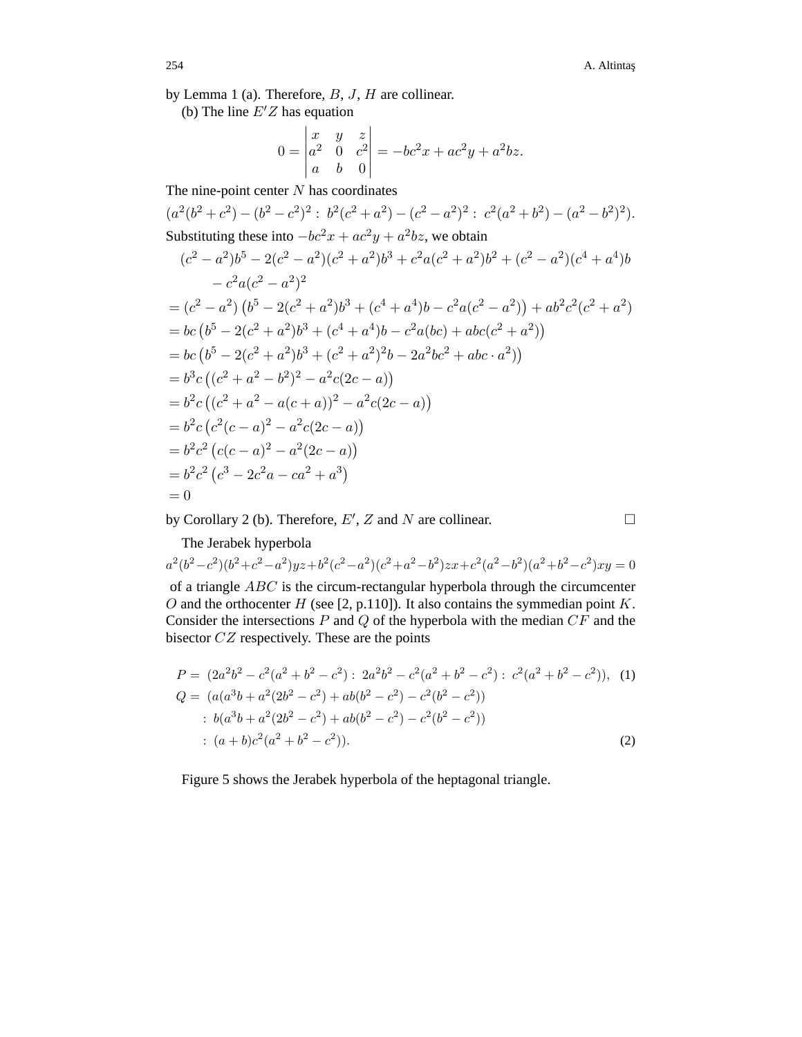by Lemma 1 (a). Therefore, $B$, $J$, $H$ are collinear.

(b) The line $E'Z$ has equation

$$0 = \begin{vmatrix} x & y & z \\ a^2 & 0 & c^2 \\ a & b & 0 \end{vmatrix} = -bc^2x + ac^2y + a^2bz.$$

The nine-point center $N$ has coordinates

$(a^2(b^2+c^2) - (b^2-c^2)^2 : \; b^2(c^2+a^2) - (c^2-a^2)^2 : \; c^2(a^2+b^2) - (a^2-b^2)^2)$.

Substituting these into $-bc^2x + ac^2y + a^2bz$, we obtain

$$\begin{aligned}
&(c^2-a^2)b^5 - 2(c^2-a^2)(c^2+a^2)b^3 + c^2a(c^2+a^2)b^2 + (c^2-a^2)(c^4+a^4)b \\
&\qquad - c^2a(c^2-a^2)^2 \\
&= (c^2-a^2)\left(b^5 - 2(c^2+a^2)b^3 + (c^4+a^4)b - c^2a(c^2-a^2)\right) + ab^2c^2(c^2+a^2) \\
&= bc\left(b^5 - 2(c^2+a^2)b^3 + (c^4+a^4)b - c^2a(bc) + abc(c^2+a^2)\right) \\
&= bc\left(b^5 - 2(c^2+a^2)b^3 + (c^2+a^2)^2b - 2a^2bc^2 + abc \cdot a^2\right) \\
&= b^3c\left((c^2+a^2-b^2)^2 - a^2c(2c-a)\right) \\
&= b^2c\left((c^2+a^2-a(c+a))^2 - a^2c(2c-a)\right) \\
&= b^2c\left(c^2(c-a)^2 - a^2c(2c-a)\right) \\
&= b^2c^2\left(c(c-a)^2 - a^2(2c-a)\right) \\
&= b^2c^2\left(c^3 - 2c^2a - ca^2 + a^3\right) \\
&= 0
\end{aligned}$$

by Corollary 2 (b). Therefore, $E'$, $Z$ and $N$ are collinear. □

The Jerabek hyperbola

$$a^2(b^2-c^2)(b^2+c^2-a^2)yz + b^2(c^2-a^2)(c^2+a^2-b^2)zx + c^2(a^2-b^2)(a^2+b^2-c^2)xy = 0$$

of a triangle $ABC$ is the circum-rectangular hyperbola through the circumcenter $O$ and the orthocenter $H$ (see [2, p.110]). It also contains the symmedian point $K$. Consider the intersections $P$ and $Q$ of the hyperbola with the median $CF$ and the bisector $CZ$ respectively. These are the points

$$\begin{aligned}
P =\; & (2a^2b^2 - c^2(a^2+b^2-c^2) : \; 2a^2b^2 - c^2(a^2+b^2-c^2) : \; c^2(a^2+b^2-c^2)), \quad (1) \\
Q =\; & (a(a^3b + a^2(2b^2-c^2) + ab(b^2-c^2) - c^2(b^2-c^2)) \\
& : \; b(a^3b + a^2(2b^2-c^2) + ab(b^2-c^2) - c^2(b^2-c^2)) \\
& : \; (a+b)c^2(a^2+b^2-c^2)). \quad (2)
\end{aligned}$$

Figure 5 shows the Jerabek hyperbola of the heptagonal triangle.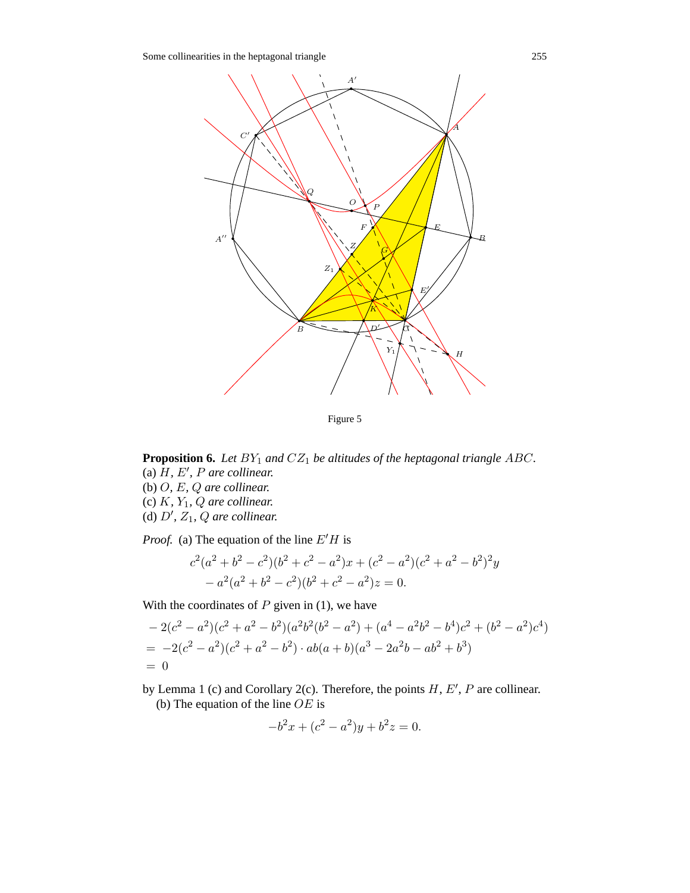Figure 5

**Proposition 6.** *Let $BY_1$ and $CZ_1$ be altitudes of the heptagonal triangle $ABC$.*
(a) *$H$, $E'$, $P$ are collinear.*
(b) *$O$, $E$, $Q$ are collinear.*
(c) *$K$, $Y_1$, $Q$ are collinear.*
(d) *$D'$, $Z_1$, $Q$ are collinear.*

*Proof.* (a) The equation of the line $E'H$ is

$$c^2(a^2+b^2-c^2)(b^2+c^2-a^2)x+(c^2-a^2)(c^2+a^2-b^2)^2y$$
$$-a^2(a^2+b^2-c^2)(b^2+c^2-a^2)z=0.$$

With the coordinates of $P$ given in (1), we have

$$\begin{aligned}
&-2(c^2-a^2)(c^2+a^2-b^2)(a^2b^2(b^2-a^2)+(a^4-a^2b^2-b^4)c^2+(b^2-a^2)c^4)\\
=&\ -2(c^2-a^2)(c^2+a^2-b^2)\cdot ab(a+b)(a^3-2a^2b-ab^2+b^3)\\
=&\ 0
\end{aligned}$$

by Lemma 1 (c) and Corollary 2(c). Therefore, the points $H$, $E'$, $P$ are collinear.

(b) The equation of the line $OE$ is

$$-b^2x+(c^2-a^2)y+b^2z=0.$$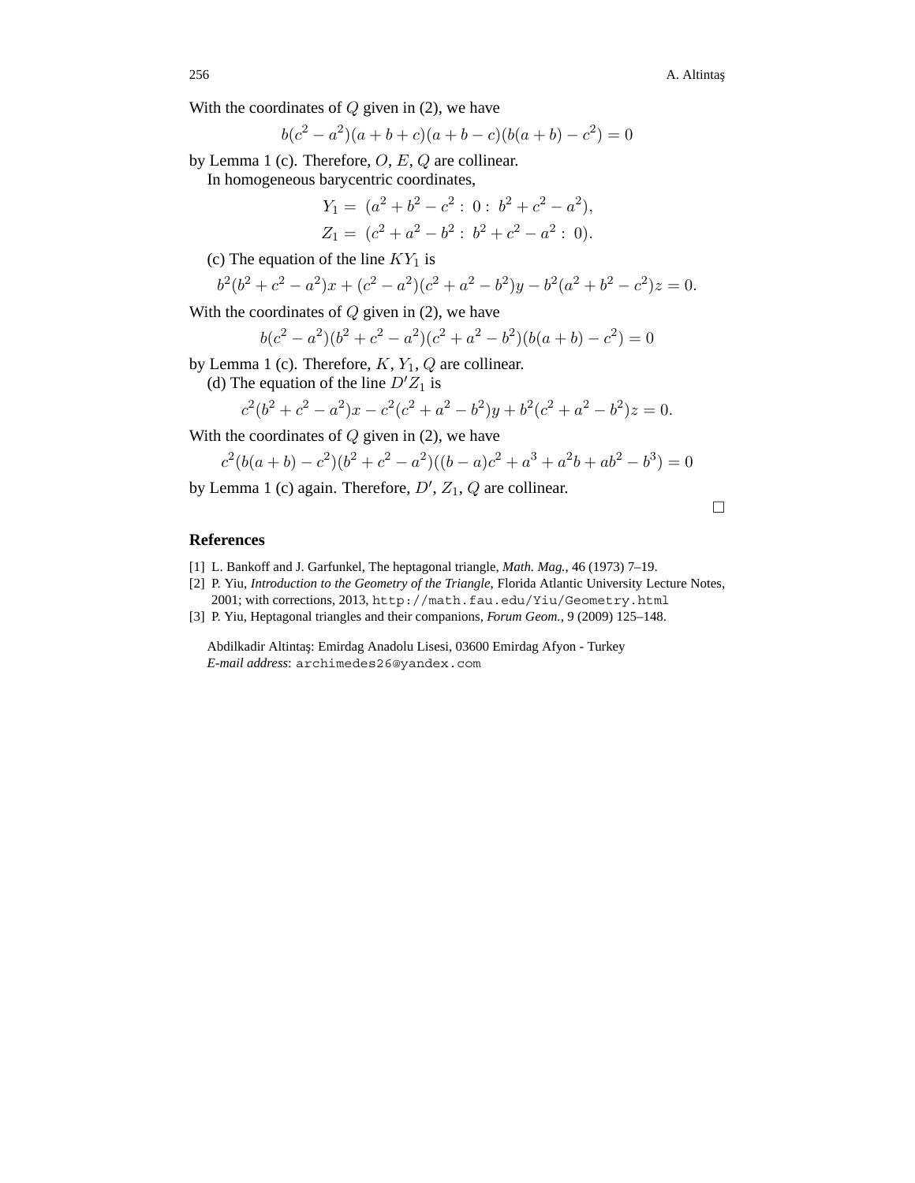With the coordinates of $Q$ given in (2), we have

$$b(c^2 - a^2)(a + b + c)(a + b - c)(b(a + b) - c^2) = 0$$

by Lemma 1 (c). Therefore, $O$, $E$, $Q$ are collinear.

In homogeneous barycentric coordinates,

$$Y_1 = (a^2 + b^2 - c^2 : 0 : b^2 + c^2 - a^2),$$
$$Z_1 = (c^2 + a^2 - b^2 : b^2 + c^2 - a^2 : 0).$$

(c) The equation of the line $KY_1$ is

$$b^2(b^2 + c^2 - a^2)x + (c^2 - a^2)(c^2 + a^2 - b^2)y - b^2(a^2 + b^2 - c^2)z = 0.$$

With the coordinates of $Q$ given in (2), we have

$$b(c^2 - a^2)(b^2 + c^2 - a^2)(c^2 + a^2 - b^2)(b(a + b) - c^2) = 0$$

by Lemma 1 (c). Therefore, $K$, $Y_1$, $Q$ are collinear.

(d) The equation of the line $D'Z_1$ is

$$c^2(b^2 + c^2 - a^2)x - c^2(c^2 + a^2 - b^2)y + b^2(c^2 + a^2 - b^2)z = 0.$$

With the coordinates of $Q$ given in (2), we have

$$c^2(b(a + b) - c^2)(b^2 + c^2 - a^2)((b - a)c^2 + a^3 + a^2b + ab^2 - b^3) = 0$$

by Lemma 1 (c) again. Therefore, $D'$, $Z_1$, $Q$ are collinear.

□

## References

[1] L. Bankoff and J. Garfunkel, The heptagonal triangle, *Math. Mag.*, 46 (1973) 7–19.

[2] P. Yiu, *Introduction to the Geometry of the Triangle*, Florida Atlantic University Lecture Notes, 2001; with corrections, 2013, http://math.fau.edu/Yiu/Geometry.html

[3] P. Yiu, Heptagonal triangles and their companions, *Forum Geom.*, 9 (2009) 125–148.

Abdilkadir Altintaş: Emirdag Anadolu Lisesi, 03600 Emirdag Afyon - Turkey
*E-mail address*: archimedes26@yandex.com